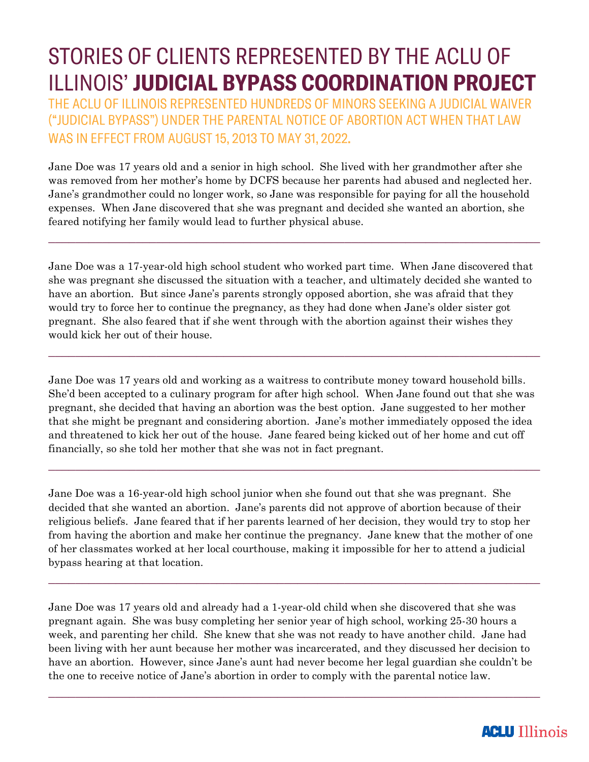# STORIES OF CLIENTS REPRESENTED BY THE ACLU OF ILLINOIS' **JUDICIAL BYPASS COORDINATION PROJECT**

## THE ACLU OF ILLINOIS REPRESENTED HUNDREDS OF MINORS SEEKING A JUDICIAL WAIVER ("JUDICIAL BYPASS") UNDER THE PARENTAL NOTICE OF ABORTION ACT WHEN THAT LAW WAS IN EFFECT FROM AUGUST 15, 2013 TO MAY 31, 2022.

Jane Doe was 17 years old and a senior in high school. She lived with her grandmother after she was removed from her mother's home by DCFS because her parents had abused and neglected her. Jane's grandmother could no longer work, so Jane was responsible for paying for all the household expenses. When Jane discovered that she was pregnant and decided she wanted an abortion, she feared notifying her family would lead to further physical abuse.

---

Jane Doe was a 17-year-old high school student who worked part time. When Jane discovered that she was pregnant she discussed the situation with a teacher, and ultimately decided she wanted to have an abortion. But since Jane's parents strongly opposed abortion, she was afraid that they would try to force her to continue the pregnancy, as they had done when Jane's older sister got pregnant. She also feared that if she went through with the abortion against their wishes they would kick her out of their house.

---

Jane Doe was 17 years old and working as a waitress to contribute money toward household bills. She'd been accepted to a culinary program for after high school. When Jane found out that she was pregnant, she decided that having an abortion was the best option. Jane suggested to her mother that she might be pregnant and considering abortion. Jane's mother immediately opposed the idea and threatened to kick her out of the house. Jane feared being kicked out of her home and cut off financially, so she told her mother that she was not in fact pregnant.

---

Jane Doe was a 16-year-old high school junior when she found out that she was pregnant. She decided that she wanted an abortion. Jane's parents did not approve of abortion because of their religious beliefs. Jane feared that if her parents learned of her decision, they would try to stop her from having the abortion and make her continue the pregnancy. Jane knew that the mother of one of her classmates worked at her local courthouse, making it impossible for her to attend a judicial bypass hearing at that location.

---

Jane Doe was 17 years old and already had a 1-year-old child when she discovered that she was pregnant again. She was busy completing her senior year of high school, working 25-30 hours a week, and parenting her child. She knew that she was not ready to have another child. Jane had been living with her aunt because her mother was incarcerated, and they discussed her decision to have an abortion. However, since Jane's aunt had never become her legal guardian she couldn't be the one to receive notice of Jane's abortion in order to comply with the parental notice law.

---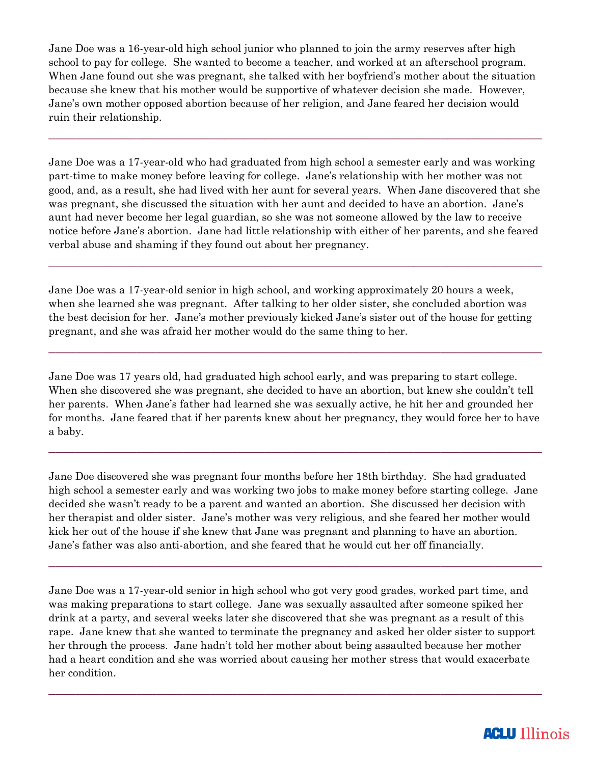Jane Doe was a 16-year-old high school junior who planned to join the army reserves after high school to pay for college. She wanted to become a teacher, and worked at an afterschool program. When Jane found out she was pregnant, she talked with her boyfriend's mother about the situation because she knew that his mother would be supportive of whatever decision she made. However, Jane's own mother opposed abortion because of her religion, and Jane feared her decision would ruin their relationship.

---

Jane Doe was a 17-year-old who had graduated from high school a semester early and was working part-time to make money before leaving for college. Jane's relationship with her mother was not good, and, as a result, she had lived with her aunt for several years. When Jane discovered that she was pregnant, she discussed the situation with her aunt and decided to have an abortion. Jane's aunt had never become her legal guardian, so she was not someone allowed by the law to receive notice before Jane's abortion. Jane had little relationship with either of her parents, and she feared verbal abuse and shaming if they found out about her pregnancy.

---

Jane Doe was a 17-year-old senior in high school, and working approximately 20 hours a week, when she learned she was pregnant. After talking to her older sister, she concluded abortion was the best decision for her. Jane's mother previously kicked Jane's sister out of the house for getting pregnant, and she was afraid her mother would do the same thing to her.

---

Jane Doe was 17 years old, had graduated high school early, and was preparing to start college. When she discovered she was pregnant, she decided to have an abortion, but knew she couldn't tell her parents. When Jane's father had learned she was sexually active, he hit her and grounded her for months. Jane feared that if her parents knew about her pregnancy, they would force her to have a baby.

---

Jane Doe discovered she was pregnant four months before her 18th birthday. She had graduated high school a semester early and was working two jobs to make money before starting college. Jane decided she wasn't ready to be a parent and wanted an abortion. She discussed her decision with her therapist and older sister. Jane's mother was very religious, and she feared her mother would kick her out of the house if she knew that Jane was pregnant and planning to have an abortion. Jane's father was also anti-abortion, and she feared that he would cut her off financially.

---

Jane Doe was a 17-year-old senior in high school who got very good grades, worked part time, and was making preparations to start college. Jane was sexually assaulted after someone spiked her drink at a party, and several weeks later she discovered that she was pregnant as a result of this rape. Jane knew that she wanted to terminate the pregnancy and asked her older sister to support her through the process. Jane hadn't told her mother about being assaulted because her mother had a heart condition and she was worried about causing her mother stress that would exacerbate her condition.

---

ACLU Illinois